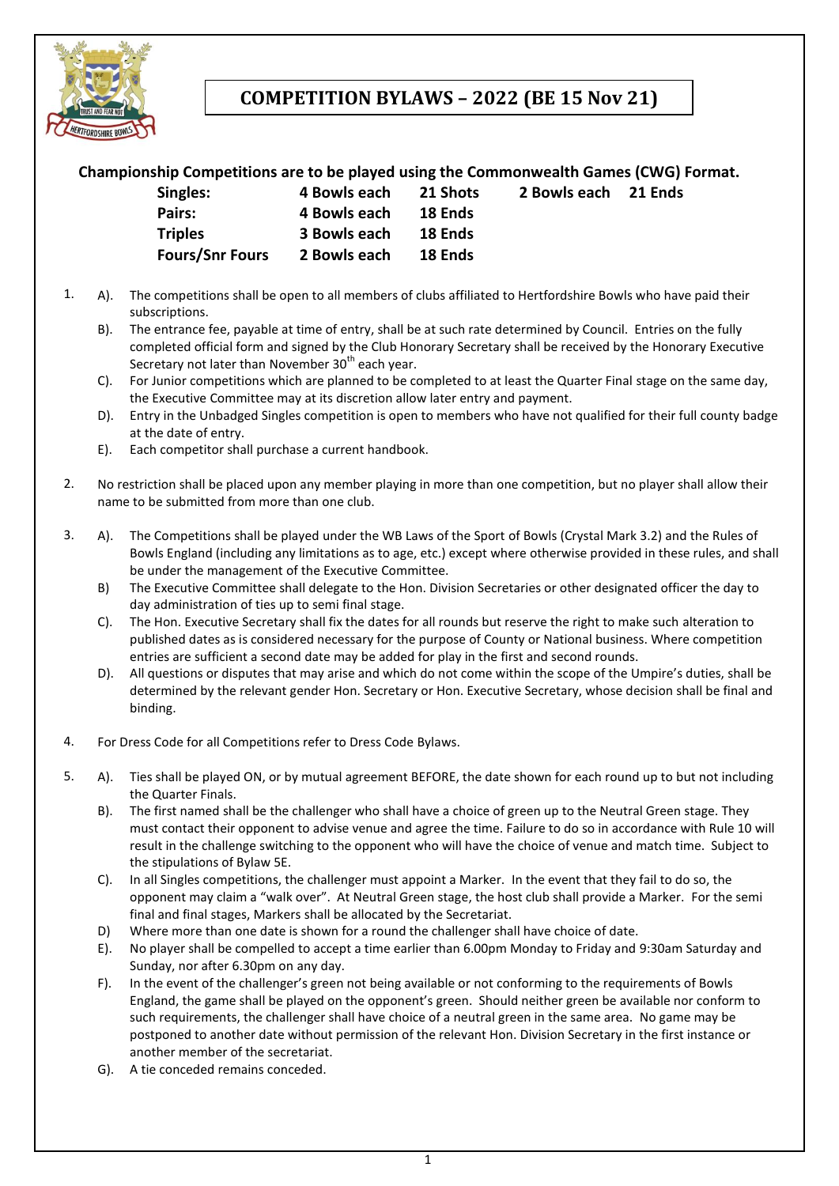# COMPETITION BYLAWS – 2022 (BE 15 Nov 21)

**Championship Competitions are to be played using the Commonwealth Games (CWG) Format.**

| | | | | |
|---|---|---|---|---|
| **Singles:** | **4 Bowls each** | **21 Shots** | **2 Bowls each** | **21 Ends** |
| **Pairs:** | **4 Bowls each** | **18 Ends** | | |
| **Triples** | **3 Bowls each** | **18 Ends** | | |
| **Fours/Snr Fours** | **2 Bowls each** | **18 Ends** | | |

1. A). The competitions shall be open to all members of clubs affiliated to Hertfordshire Bowls who have paid their subscriptions.
   B). The entrance fee, payable at time of entry, shall be at such rate determined by Council. Entries on the fully completed official form and signed by the Club Honorary Secretary shall be received by the Honorary Executive Secretary not later than November 30th each year.
   C). For Junior competitions which are planned to be completed to at least the Quarter Final stage on the same day, the Executive Committee may at its discretion allow later entry and payment.
   D). Entry in the Unbadged Singles competition is open to members who have not qualified for their full county badge at the date of entry.
   E). Each competitor shall purchase a current handbook.

2. No restriction shall be placed upon any member playing in more than one competition, but no player shall allow their name to be submitted from more than one club.

3. A). The Competitions shall be played under the WB Laws of the Sport of Bowls (Crystal Mark 3.2) and the Rules of Bowls England (including any limitations as to age, etc.) except where otherwise provided in these rules, and shall be under the management of the Executive Committee.
   B) The Executive Committee shall delegate to the Hon. Division Secretaries or other designated officer the day to day administration of ties up to semi final stage.
   C). The Hon. Executive Secretary shall fix the dates for all rounds but reserve the right to make such alteration to published dates as is considered necessary for the purpose of County or National business. Where competition entries are sufficient a second date may be added for play in the first and second rounds.
   D). All questions or disputes that may arise and which do not come within the scope of the Umpire's duties, shall be determined by the relevant gender Hon. Secretary or Hon. Executive Secretary, whose decision shall be final and binding.

4. For Dress Code for all Competitions refer to Dress Code Bylaws.

5. A). Ties shall be played ON, or by mutual agreement BEFORE, the date shown for each round up to but not including the Quarter Finals.
   B). The first named shall be the challenger who shall have a choice of green up to the Neutral Green stage. They must contact their opponent to advise venue and agree the time. Failure to do so in accordance with Rule 10 will result in the challenge switching to the opponent who will have the choice of venue and match time. Subject to the stipulations of Bylaw 5E.
   C). In all Singles competitions, the challenger must appoint a Marker. In the event that they fail to do so, the opponent may claim a "walk over". At Neutral Green stage, the host club shall provide a Marker. For the semi final and final stages, Markers shall be allocated by the Secretariat.
   D) Where more than one date is shown for a round the challenger shall have choice of date.
   E). No player shall be compelled to accept a time earlier than 6.00pm Monday to Friday and 9:30am Saturday and Sunday, nor after 6.30pm on any day.
   F). In the event of the challenger's green not being available or not conforming to the requirements of Bowls England, the game shall be played on the opponent's green. Should neither green be available nor conform to such requirements, the challenger shall have choice of a neutral green in the same area. No game may be postponed to another date without permission of the relevant Hon. Division Secretary in the first instance or another member of the secretariat.
   G). A tie conceded remains conceded.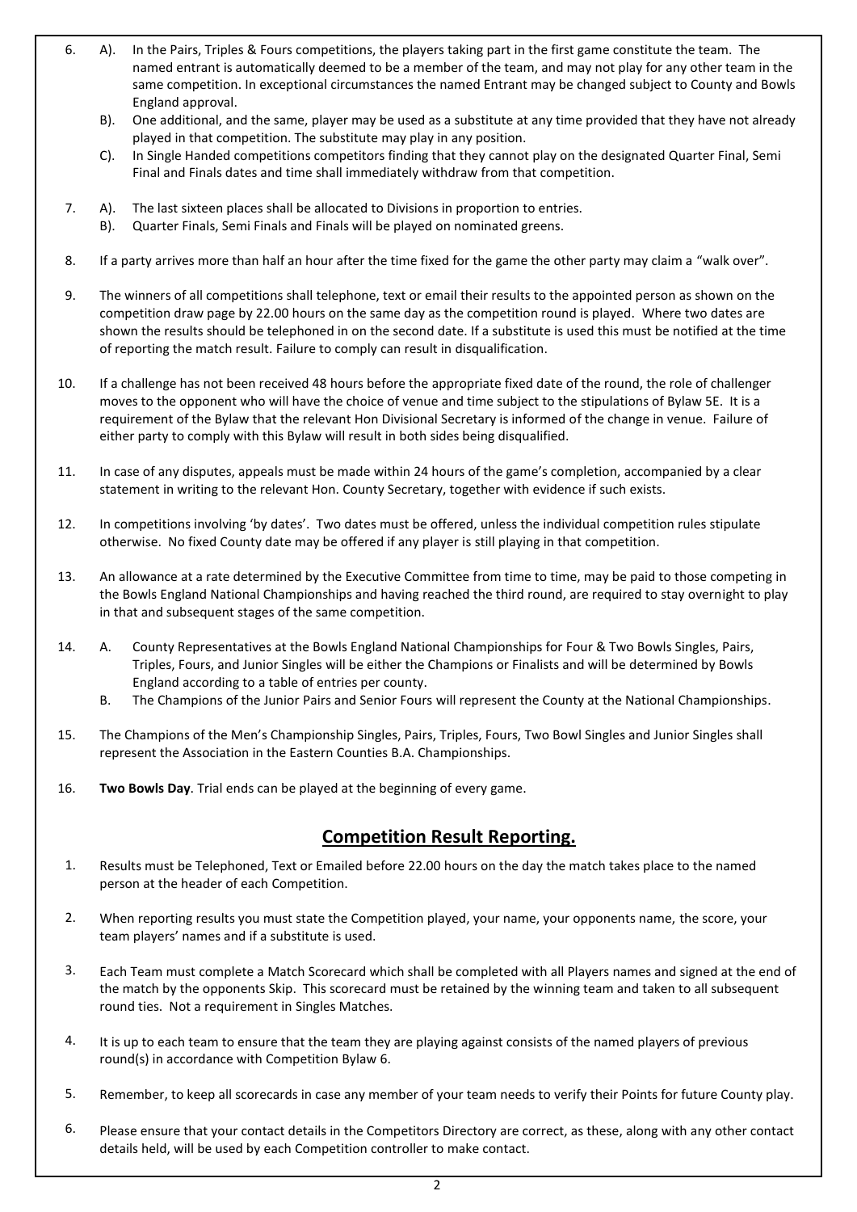6. A). In the Pairs, Triples & Fours competitions, the players taking part in the first game constitute the team. The named entrant is automatically deemed to be a member of the team, and may not play for any other team in the same competition. In exceptional circumstances the named Entrant may be changed subject to County and Bowls England approval.
   B). One additional, and the same, player may be used as a substitute at any time provided that they have not already played in that competition. The substitute may play in any position.
   C). In Single Handed competitions competitors finding that they cannot play on the designated Quarter Final, Semi Final and Finals dates and time shall immediately withdraw from that competition.

7. A). The last sixteen places shall be allocated to Divisions in proportion to entries.
   B). Quarter Finals, Semi Finals and Finals will be played on nominated greens.

8. If a party arrives more than half an hour after the time fixed for the game the other party may claim a "walk over".

9. The winners of all competitions shall telephone, text or email their results to the appointed person as shown on the competition draw page by 22.00 hours on the same day as the competition round is played. Where two dates are shown the results should be telephoned in on the second date. If a substitute is used this must be notified at the time of reporting the match result. Failure to comply can result in disqualification.

10. If a challenge has not been received 48 hours before the appropriate fixed date of the round, the role of challenger moves to the opponent who will have the choice of venue and time subject to the stipulations of Bylaw 5E. It is a requirement of the Bylaw that the relevant Hon Divisional Secretary is informed of the change in venue. Failure of either party to comply with this Bylaw will result in both sides being disqualified.

11. In case of any disputes, appeals must be made within 24 hours of the game's completion, accompanied by a clear statement in writing to the relevant Hon. County Secretary, together with evidence if such exists.

12. In competitions involving 'by dates'. Two dates must be offered, unless the individual competition rules stipulate otherwise. No fixed County date may be offered if any player is still playing in that competition.

13. An allowance at a rate determined by the Executive Committee from time to time, may be paid to those competing in the Bowls England National Championships and having reached the third round, are required to stay overnight to play in that and subsequent stages of the same competition.

14. A. County Representatives at the Bowls England National Championships for Four & Two Bowls Singles, Pairs, Triples, Fours, and Junior Singles will be either the Champions or Finalists and will be determined by Bowls England according to a table of entries per county.
    B. The Champions of the Junior Pairs and Senior Fours will represent the County at the National Championships.

15. The Champions of the Men's Championship Singles, Pairs, Triples, Fours, Two Bowl Singles and Junior Singles shall represent the Association in the Eastern Counties B.A. Championships.

16. **Two Bowls Day**. Trial ends can be played at the beginning of every game.

## Competition Result Reporting.

1. Results must be Telephoned, Text or Emailed before 22.00 hours on the day the match takes place to the named person at the header of each Competition.

2. When reporting results you must state the Competition played, your name, your opponents name, the score, your team players' names and if a substitute is used.

3. Each Team must complete a Match Scorecard which shall be completed with all Players names and signed at the end of the match by the opponents Skip. This scorecard must be retained by the winning team and taken to all subsequent round ties. Not a requirement in Singles Matches.

4. It is up to each team to ensure that the team they are playing against consists of the named players of previous round(s) in accordance with Competition Bylaw 6.

5. Remember, to keep all scorecards in case any member of your team needs to verify their Points for future County play.

6. Please ensure that your contact details in the Competitors Directory are correct, as these, along with any other contact details held, will be used by each Competition controller to make contact.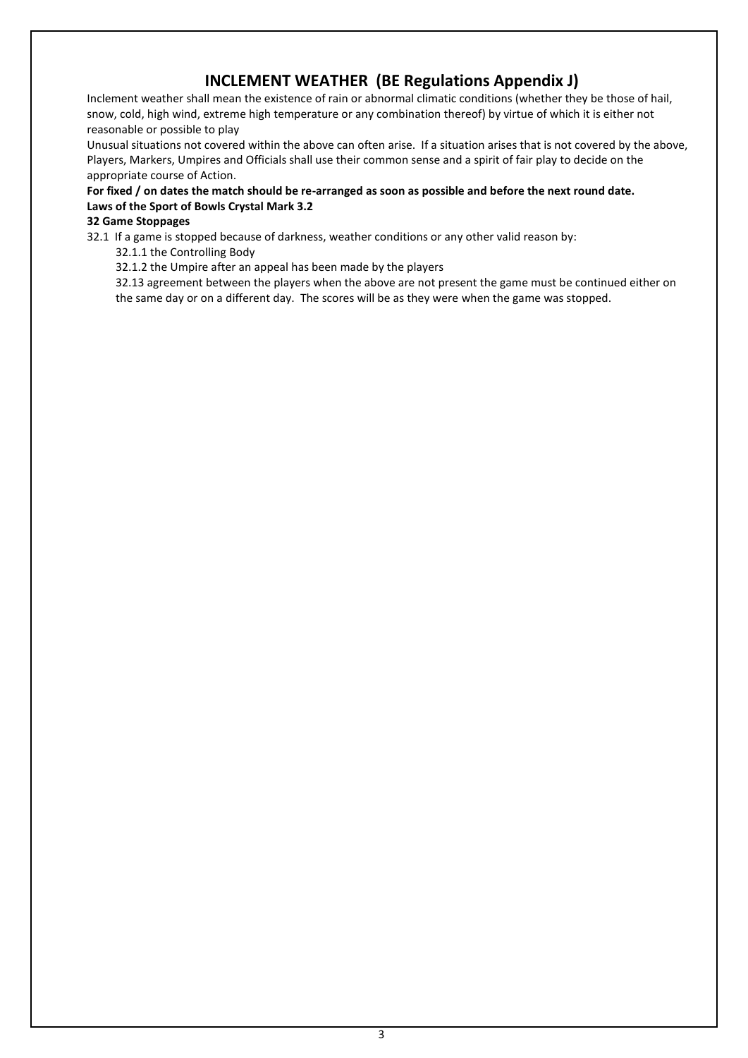## INCLEMENT WEATHER (BE Regulations Appendix J)

Inclement weather shall mean the existence of rain or abnormal climatic conditions (whether they be those of hail, snow, cold, high wind, extreme high temperature or any combination thereof) by virtue of which it is either not reasonable or possible to play

Unusual situations not covered within the above can often arise. If a situation arises that is not covered by the above, Players, Markers, Umpires and Officials shall use their common sense and a spirit of fair play to decide on the appropriate course of Action.

**For fixed / on dates the match should be re-arranged as soon as possible and before the next round date.**

**Laws of the Sport of Bowls Crystal Mark 3.2**

**32 Game Stoppages**

32.1 If a game is stopped because of darkness, weather conditions or any other valid reason by:

32.1.1 the Controlling Body

32.1.2 the Umpire after an appeal has been made by the players

32.13 agreement between the players when the above are not present the game must be continued either on the same day or on a different day. The scores will be as they were when the game was stopped.